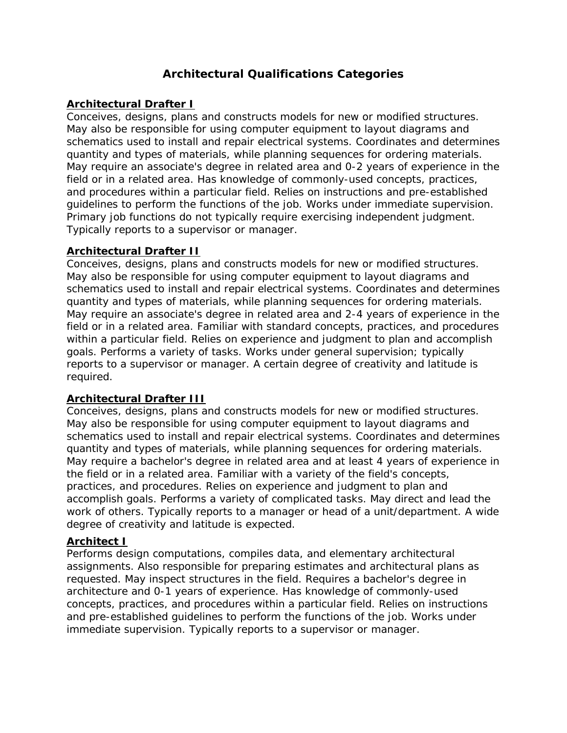# Architectural Qualifications Categories

## Architectural Drafter I

Conceives, designs, plans and constructs models for new or modified structures. May also be responsible for using computer equipment to layout diagrams and schematics used to install and repair electrical systems. Coordinates and determines quantity and types of materials, while planning sequences for ordering materials. May require an associate's degree in related area and 0-2 years of experience in the field or in a related area. Has knowledge of commonly-used concepts, practices, and procedures within a particular field. Relies on instructions and pre-established guidelines to perform the functions of the job. Works under immediate supervision. Primary job functions do not typically require exercising independent judgment. Typically reports to a supervisor or manager.

## Architectural Drafter II

Conceives, designs, plans and constructs models for new or modified structures. May also be responsible for using computer equipment to layout diagrams and schematics used to install and repair electrical systems. Coordinates and determines quantity and types of materials, while planning sequences for ordering materials. May require an associate's degree in related area and 2-4 years of experience in the field or in a related area. Familiar with standard concepts, practices, and procedures within a particular field. Relies on experience and judgment to plan and accomplish goals. Performs a variety of tasks. Works under general supervision; typically reports to a supervisor or manager. A certain degree of creativity and latitude is required.

## Architectural Drafter III

Conceives, designs, plans and constructs models for new or modified structures. May also be responsible for using computer equipment to layout diagrams and schematics used to install and repair electrical systems. Coordinates and determines quantity and types of materials, while planning sequences for ordering materials. May require a bachelor's degree in related area and at least 4 years of experience in the field or in a related area. Familiar with a variety of the field's concepts, practices, and procedures. Relies on experience and judgment to plan and accomplish goals. Performs a variety of complicated tasks. May direct and lead the work of others. Typically reports to a manager or head of a unit/department. A wide degree of creativity and latitude is expected.

## Architect I

Performs design computations, compiles data, and elementary architectural assignments. Also responsible for preparing estimates and architectural plans as requested. May inspect structures in the field. Requires a bachelor's degree in architecture and 0-1 years of experience. Has knowledge of commonly-used concepts, practices, and procedures within a particular field. Relies on instructions and pre-established guidelines to perform the functions of the job. Works under immediate supervision. Typically reports to a supervisor or manager.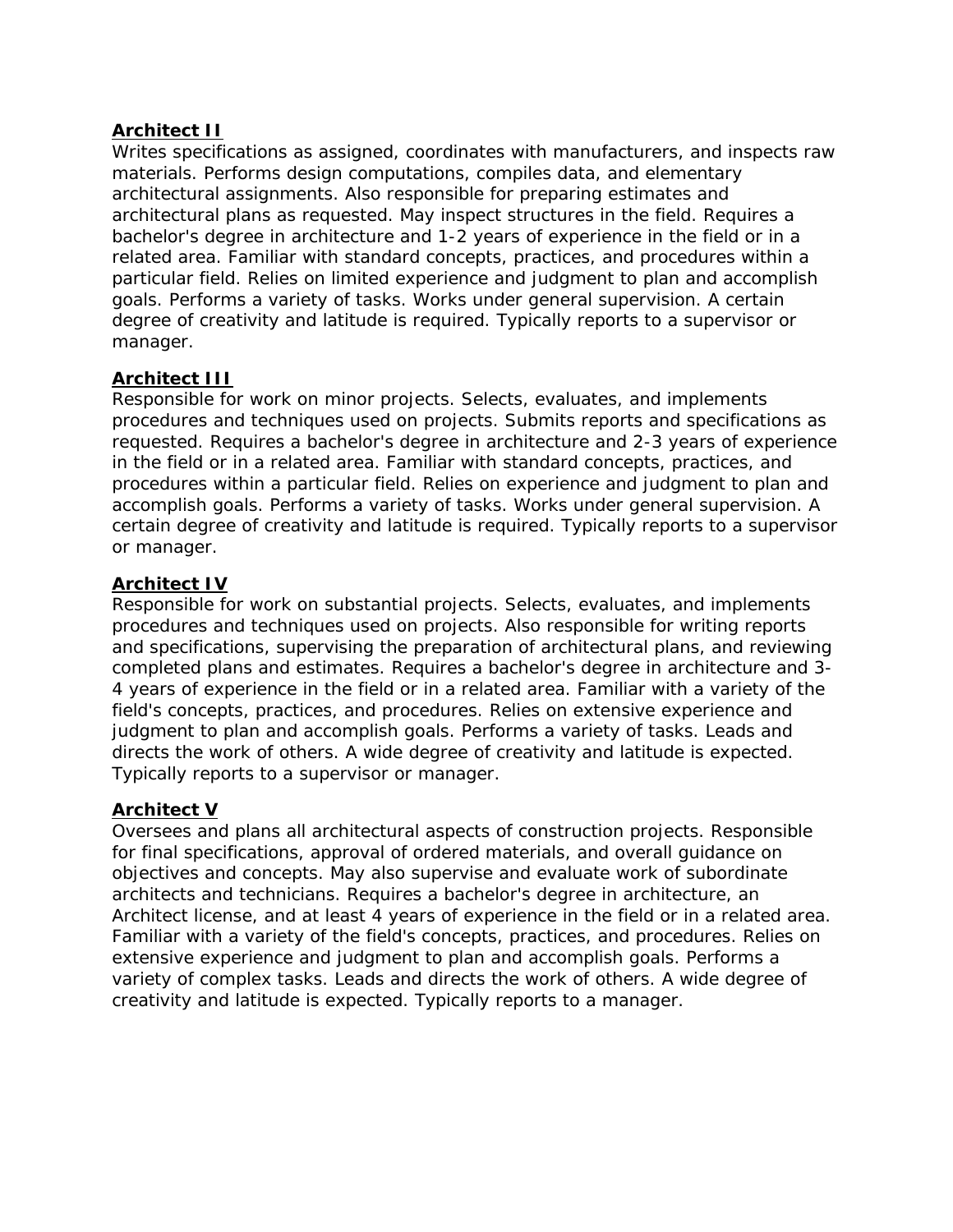**Architect II**

Writes specifications as assigned, coordinates with manufacturers, and inspects raw materials. Performs design computations, compiles data, and elementary architectural assignments. Also responsible for preparing estimates and architectural plans as requested. May inspect structures in the field. Requires a bachelor's degree in architecture and 1-2 years of experience in the field or in a related area. Familiar with standard concepts, practices, and procedures within a particular field. Relies on limited experience and judgment to plan and accomplish goals. Performs a variety of tasks. Works under general supervision. A certain degree of creativity and latitude is required. Typically reports to a supervisor or manager.

**Architect III**

Responsible for work on minor projects. Selects, evaluates, and implements procedures and techniques used on projects. Submits reports and specifications as requested. Requires a bachelor's degree in architecture and 2-3 years of experience in the field or in a related area. Familiar with standard concepts, practices, and procedures within a particular field. Relies on experience and judgment to plan and accomplish goals. Performs a variety of tasks. Works under general supervision. A certain degree of creativity and latitude is required. Typically reports to a supervisor or manager.

**Architect IV**

Responsible for work on substantial projects. Selects, evaluates, and implements procedures and techniques used on projects. Also responsible for writing reports and specifications, supervising the preparation of architectural plans, and reviewing completed plans and estimates. Requires a bachelor's degree in architecture and 3-4 years of experience in the field or in a related area. Familiar with a variety of the field's concepts, practices, and procedures. Relies on extensive experience and judgment to plan and accomplish goals. Performs a variety of tasks. Leads and directs the work of others. A wide degree of creativity and latitude is expected. Typically reports to a supervisor or manager.

**Architect V**

Oversees and plans all architectural aspects of construction projects. Responsible for final specifications, approval of ordered materials, and overall guidance on objectives and concepts. May also supervise and evaluate work of subordinate architects and technicians. Requires a bachelor's degree in architecture, an Architect license, and at least 4 years of experience in the field or in a related area. Familiar with a variety of the field's concepts, practices, and procedures. Relies on extensive experience and judgment to plan and accomplish goals. Performs a variety of complex tasks. Leads and directs the work of others. A wide degree of creativity and latitude is expected. Typically reports to a manager.